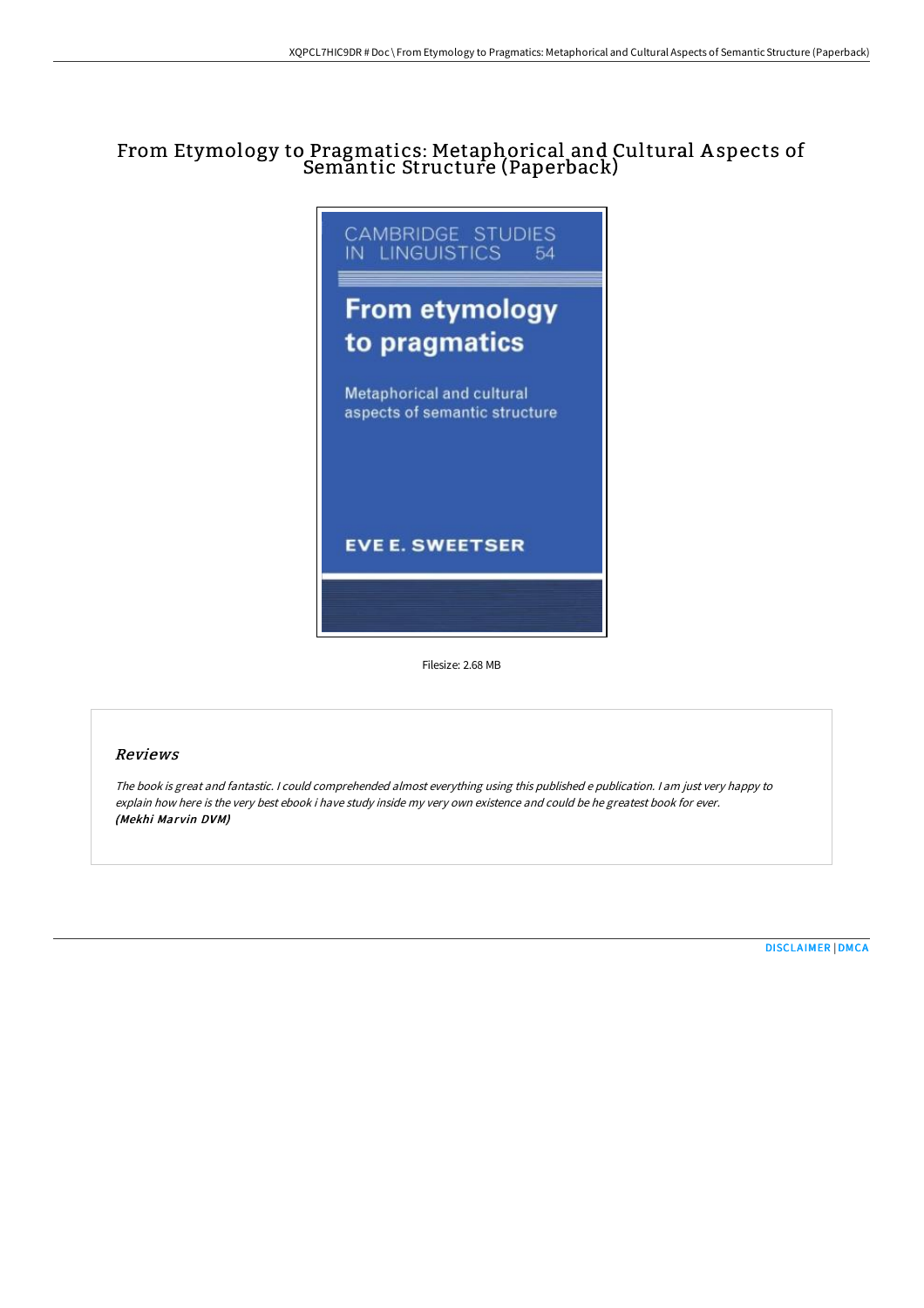# From Etymology to Pragmatics: Metaphorical and Cultural Aspects of Semantic Structure (Paperback)

CAMBRIDGE STUDIES IN LINGUISTICS 54

From etymology to pragmatics

Metaphorical and cultural aspects of semantic structure

EVE E. SWEETSER

Filesize: 2.68 MB

## Reviews

*The book is great and fantastic. I could comprehended almost everything using this published e publication. I am just very happy to explain how here is the very best ebook i have study inside my very own existence and could be he greatest book for ever.*
***(Mekhi Marvin DVM)***

DISCLAIMER | DMCA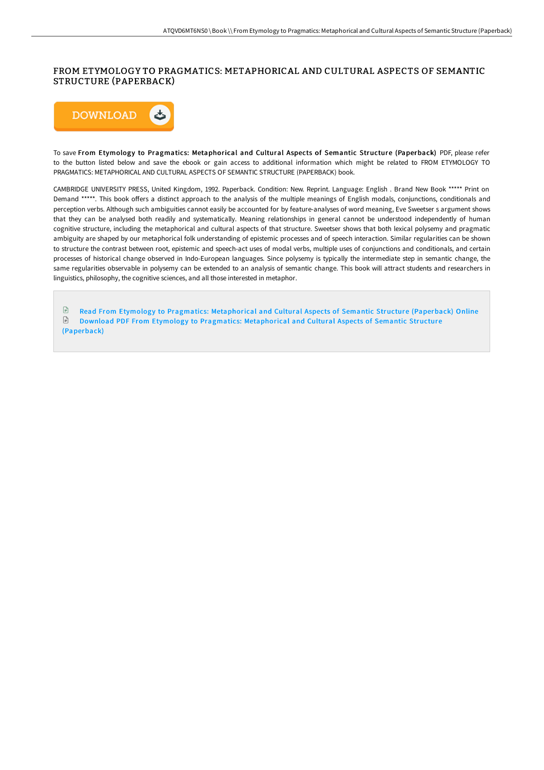# FROM ETYMOLOGY TO PRAGMATICS: METAPHORICAL AND CULTURAL ASPECTS OF SEMANTIC STRUCTURE (PAPERBACK)

DOWNLOAD

To save **From Etymology to Pragmatics: Metaphorical and Cultural Aspects of Semantic Structure (Paperback)** PDF, please refer to the button listed below and save the ebook or gain access to additional information which might be related to FROM ETYMOLOGY TO PRAGMATICS: METAPHORICAL AND CULTURAL ASPECTS OF SEMANTIC STRUCTURE (PAPERBACK) book.

CAMBRIDGE UNIVERSITY PRESS, United Kingdom, 1992. Paperback. Condition: New. Reprint. Language: English . Brand New Book ***** Print on Demand *****. This book offers a distinct approach to the analysis of the multiple meanings of English modals, conjunctions, conditionals and perception verbs. Although such ambiguities cannot easily be accounted for by feature-analyses of word meaning, Eve Sweetser s argument shows that they can be analysed both readily and systematically. Meaning relationships in general cannot be understood independently of human cognitive structure, including the metaphorical and cultural aspects of that structure. Sweetser shows that both lexical polysemy and pragmatic ambiguity are shaped by our metaphorical folk understanding of epistemic processes and of speech interaction. Similar regularities can be shown to structure the contrast between root, epistemic and speech-act uses of modal verbs, multiple uses of conjunctions and conditionals, and certain processes of historical change observed in Indo-European languages. Since polysemy is typically the intermediate step in semantic change, the same regularities observable in polysemy can be extended to an analysis of semantic change. This book will attract students and researchers in linguistics, philosophy, the cognitive sciences, and all those interested in metaphor.

Read From Etymology to Pragmatics: Metaphorical and Cultural Aspects of Semantic Structure (Paperback) Online

Download PDF From Etymology to Pragmatics: Metaphorical and Cultural Aspects of Semantic Structure (Paperback)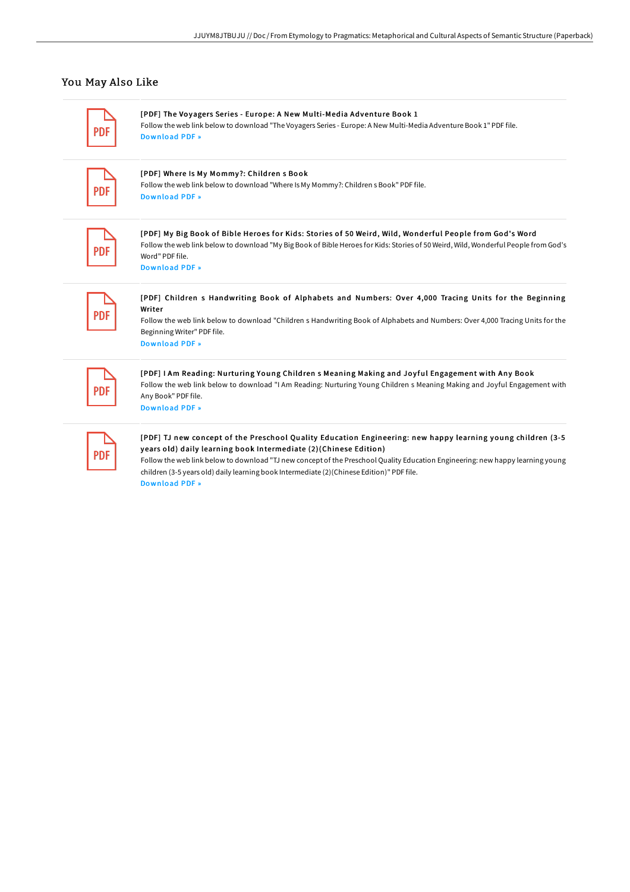## You May Also Like

**[PDF] The Voyagers Series - Europe: A New Multi-Media Adventure Book 1**
Follow the web link below to download "The Voyagers Series - Europe: A New Multi-Media Adventure Book 1" PDF file.
Download PDF »

**[PDF] Where Is My Mommy?: Children s Book**
Follow the web link below to download "Where Is My Mommy?: Children s Book" PDF file.
Download PDF »

**[PDF] My Big Book of Bible Heroes for Kids: Stories of 50 Weird, Wild, Wonderful People from God's Word**
Follow the web link below to download "My Big Book of Bible Heroes for Kids: Stories of 50 Weird, Wild, Wonderful People from God's Word" PDF file.
Download PDF »

**[PDF] Children s Handwriting Book of Alphabets and Numbers: Over 4,000 Tracing Units for the Beginning Writer**
Follow the web link below to download "Children s Handwriting Book of Alphabets and Numbers: Over 4,000 Tracing Units for the Beginning Writer" PDF file.
Download PDF »

**[PDF] I Am Reading: Nurturing Young Children s Meaning Making and Joyful Engagement with Any Book**
Follow the web link below to download "I Am Reading: Nurturing Young Children s Meaning Making and Joyful Engagement with Any Book" PDF file.
Download PDF »

**[PDF] TJ new concept of the Preschool Quality Education Engineering: new happy learning young children (3-5 years old) daily learning book Intermediate (2)(Chinese Edition)**
Follow the web link below to download "TJ new concept of the Preschool Quality Education Engineering: new happy learning young children (3-5 years old) daily learning book Intermediate (2)(Chinese Edition)" PDF file.
Download PDF »